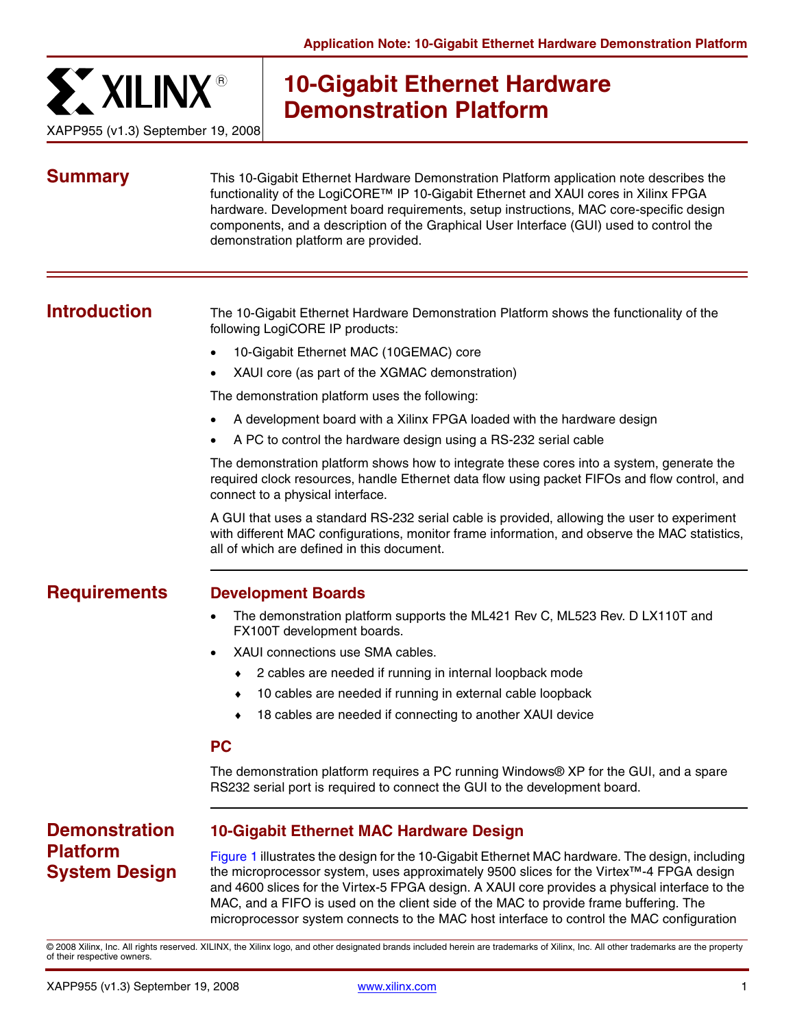# 10-Gigabit Ethernet Hardware Demonstration Platform

XAPP955 (v1.3) September 19, 2008

## Summary

This 10-Gigabit Ethernet Hardware Demonstration Platform application note describes the functionality of the LogiCORE™ IP 10-Gigabit Ethernet and XAUI cores in Xilinx FPGA hardware. Development board requirements, setup instructions, MAC core-specific design components, and a description of the Graphical User Interface (GUI) used to control the demonstration platform are provided.

## Introduction

The 10-Gigabit Ethernet Hardware Demonstration Platform shows the functionality of the following LogiCORE IP products:

- 10-Gigabit Ethernet MAC (10GEMAC) core
- XAUI core (as part of the XGMAC demonstration)

The demonstration platform uses the following:

- A development board with a Xilinx FPGA loaded with the hardware design
- A PC to control the hardware design using a RS-232 serial cable

The demonstration platform shows how to integrate these cores into a system, generate the required clock resources, handle Ethernet data flow using packet FIFOs and flow control, and connect to a physical interface.

A GUI that uses a standard RS-232 serial cable is provided, allowing the user to experiment with different MAC configurations, monitor frame information, and observe the MAC statistics, all of which are defined in this document.

## Requirements

### Development Boards

- The demonstration platform supports the ML421 Rev C, ML523 Rev. D LX110T and FX100T development boards.
- XAUI connections use SMA cables.
  - 2 cables are needed if running in internal loopback mode
  - 10 cables are needed if running in external cable loopback
  - 18 cables are needed if connecting to another XAUI device

### PC

The demonstration platform requires a PC running Windows® XP for the GUI, and a spare RS232 serial port is required to connect the GUI to the development board.

## Demonstration Platform System Design

### 10-Gigabit Ethernet MAC Hardware Design

Figure 1 illustrates the design for the 10-Gigabit Ethernet MAC hardware. The design, including the microprocessor system, uses approximately 9500 slices for the Virtex™-4 FPGA design and 4600 slices for the Virtex-5 FPGA design. A XAUI core provides a physical interface to the MAC, and a FIFO is used on the client side of the MAC to provide frame buffering. The microprocessor system connects to the MAC host interface to control the MAC configuration

© 2008 Xilinx, Inc. All rights reserved. XILINX, the Xilinx logo, and other designated brands included herein are trademarks of Xilinx, Inc. All other trademarks are the property of their respective owners.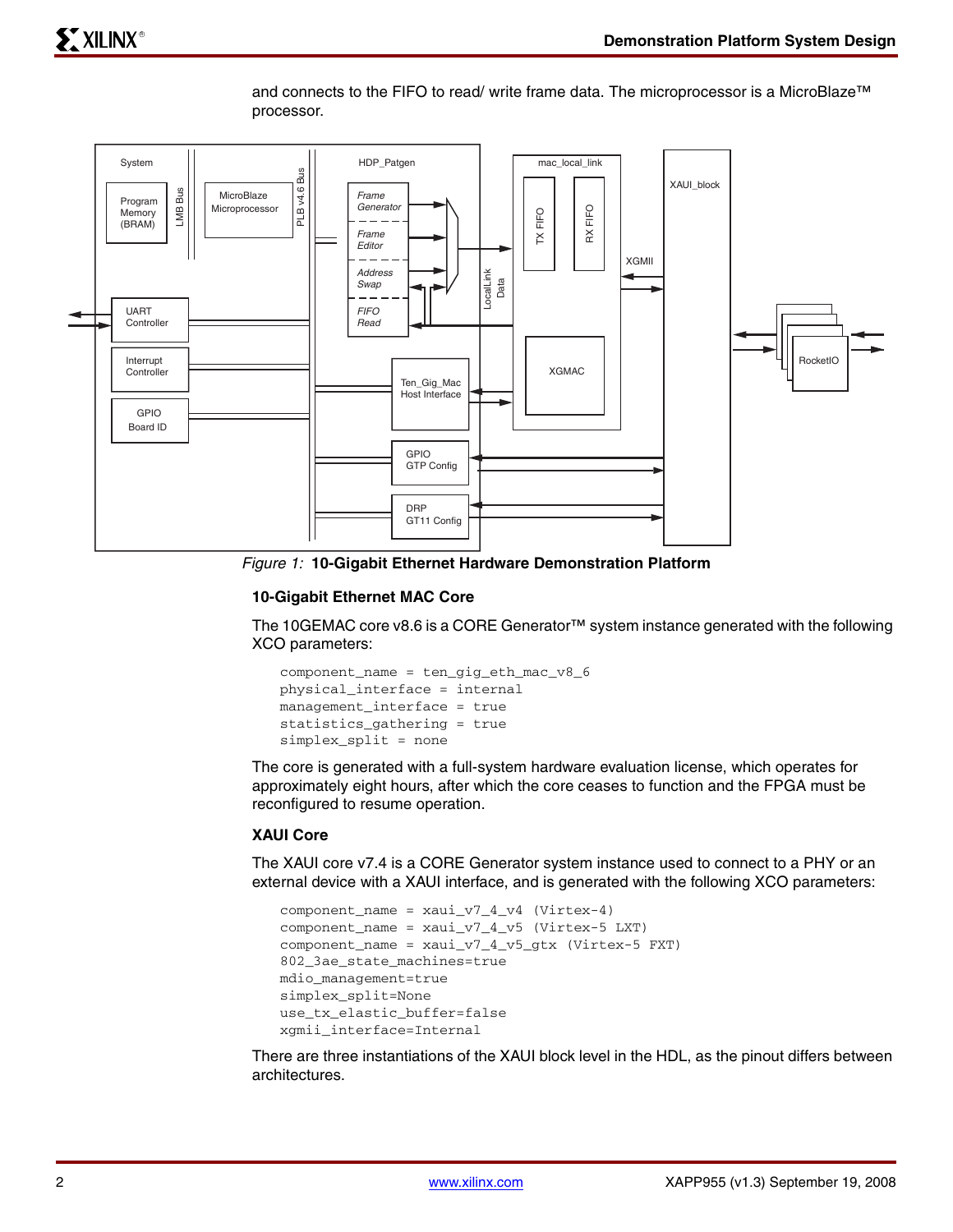and connects to the FIFO to read/ write frame data. The microprocessor is a MicroBlaze™ processor.

System
Program Memory (BRAM)
LMB Bus
MicroBlaze Microprocessor
PLB v4.6 Bus
UART Controller
Interrupt Controller
GPIO Board ID
HDP_Patgen
Frame Generator
Frame Editor
Address Swap
FIFO Read
Ten_Gig_Mac Host Interface
GPIO GTP Config
DRP GT11 Config
LocalLink Data
mac_local_link
TX FIFO
RX FIFO
XGMAC
XGMII
XAUI_block
RocketIO

Figure 1: **10-Gigabit Ethernet Hardware Demonstration Platform**

### 10-Gigabit Ethernet MAC Core

The 10GEMAC core v8.6 is a CORE Generator™ system instance generated with the following XCO parameters:

```
component_name = ten_gig_eth_mac_v8_6
physical_interface = internal
management_interface = true
statistics_gathering = true
simplex_split = none
```

The core is generated with a full-system hardware evaluation license, which operates for approximately eight hours, after which the core ceases to function and the FPGA must be reconfigured to resume operation.

### XAUI Core

The XAUI core v7.4 is a CORE Generator system instance used to connect to a PHY or an external device with a XAUI interface, and is generated with the following XCO parameters:

```
component_name = xaui_v7_4_v4 (Virtex-4)
component_name = xaui_v7_4_v5 (Virtex-5 LXT)
component_name = xaui_v7_4_v5_gtx (Virtex-5 FXT)
802_3ae_state_machines=true
mdio_management=true
simplex_split=None
use_tx_elastic_buffer=false
xgmii_interface=Internal
```

There are three instantiations of the XAUI block level in the HDL, as the pinout differs between architectures.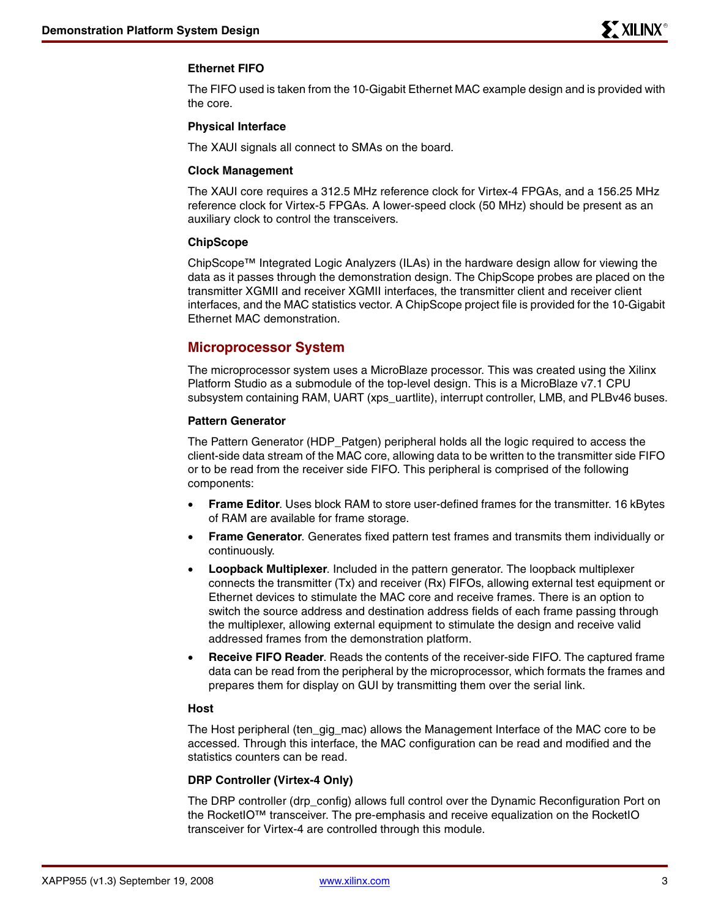#### Ethernet FIFO

The FIFO used is taken from the 10-Gigabit Ethernet MAC example design and is provided with the core.

#### Physical Interface

The XAUI signals all connect to SMAs on the board.

#### Clock Management

The XAUI core requires a 312.5 MHz reference clock for Virtex-4 FPGAs, and a 156.25 MHz reference clock for Virtex-5 FPGAs. A lower-speed clock (50 MHz) should be present as an auxiliary clock to control the transceivers.

#### ChipScope

ChipScope™ Integrated Logic Analyzers (ILAs) in the hardware design allow for viewing the data as it passes through the demonstration design. The ChipScope probes are placed on the transmitter XGMII and receiver XGMII interfaces, the transmitter client and receiver client interfaces, and the MAC statistics vector. A ChipScope project file is provided for the 10-Gigabit Ethernet MAC demonstration.

### Microprocessor System

The microprocessor system uses a MicroBlaze processor. This was created using the Xilinx Platform Studio as a submodule of the top-level design. This is a MicroBlaze v7.1 CPU subsystem containing RAM, UART (xps_uartlite), interrupt controller, LMB, and PLBv46 buses.

#### Pattern Generator

The Pattern Generator (HDP_Patgen) peripheral holds all the logic required to access the client-side data stream of the MAC core, allowing data to be written to the transmitter side FIFO or to be read from the receiver side FIFO. This peripheral is comprised of the following components:

- **Frame Editor**. Uses block RAM to store user-defined frames for the transmitter. 16 kBytes of RAM are available for frame storage.
- **Frame Generator**. Generates fixed pattern test frames and transmits them individually or continuously.
- **Loopback Multiplexer**. Included in the pattern generator. The loopback multiplexer connects the transmitter (Tx) and receiver (Rx) FIFOs, allowing external test equipment or Ethernet devices to stimulate the MAC core and receive frames. There is an option to switch the source address and destination address fields of each frame passing through the multiplexer, allowing external equipment to stimulate the design and receive valid addressed frames from the demonstration platform.
- **Receive FIFO Reader**. Reads the contents of the receiver-side FIFO. The captured frame data can be read from the peripheral by the microprocessor, which formats the frames and prepares them for display on GUI by transmitting them over the serial link.

#### Host

The Host peripheral (ten_gig_mac) allows the Management Interface of the MAC core to be accessed. Through this interface, the MAC configuration can be read and modified and the statistics counters can be read.

#### DRP Controller (Virtex-4 Only)

The DRP controller (drp_config) allows full control over the Dynamic Reconfiguration Port on the RocketIO™ transceiver. The pre-emphasis and receive equalization on the RocketIO transceiver for Virtex-4 are controlled through this module.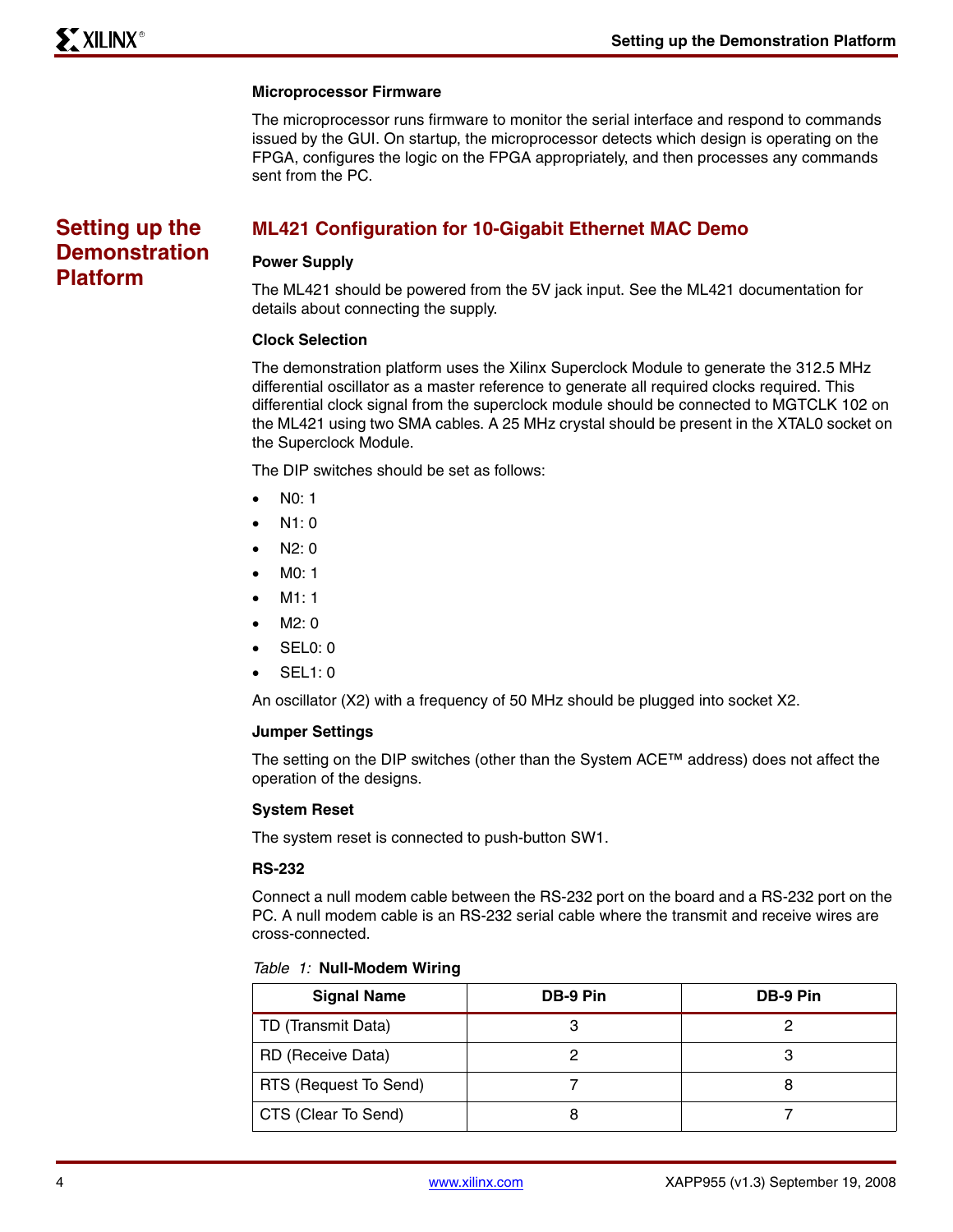#### Microprocessor Firmware

The microprocessor runs firmware to monitor the serial interface and respond to commands issued by the GUI. On startup, the microprocessor detects which design is operating on the FPGA, configures the logic on the FPGA appropriately, and then processes any commands sent from the PC.

## Setting up the Demonstration Platform

### ML421 Configuration for 10-Gigabit Ethernet MAC Demo

#### Power Supply

The ML421 should be powered from the 5V jack input. See the ML421 documentation for details about connecting the supply.

#### Clock Selection

The demonstration platform uses the Xilinx Superclock Module to generate the 312.5 MHz differential oscillator as a master reference to generate all required clocks required. This differential clock signal from the superclock module should be connected to MGTCLK 102 on the ML421 using two SMA cables. A 25 MHz crystal should be present in the XTAL0 socket on the Superclock Module.

The DIP switches should be set as follows:

- N0: 1
- N1: 0
- N2: 0
- M0: 1
- M1: 1
- M2: 0
- SEL0: 0
- SEL1: 0

An oscillator (X2) with a frequency of 50 MHz should be plugged into socket X2.

#### Jumper Settings

The setting on the DIP switches (other than the System ACE™ address) does not affect the operation of the designs.

#### System Reset

The system reset is connected to push-button SW1.

#### RS-232

Connect a null modem cable between the RS-232 port on the board and a RS-232 port on the PC. A null modem cable is an RS-232 serial cable where the transmit and receive wires are cross-connected.

*Table 1:* **Null-Modem Wiring**

| Signal Name | DB-9 Pin | DB-9 Pin |
|---|---|---|
| TD (Transmit Data) | 3 | 2 |
| RD (Receive Data) | 2 | 3 |
| RTS (Request To Send) | 7 | 8 |
| CTS (Clear To Send) | 8 | 7 |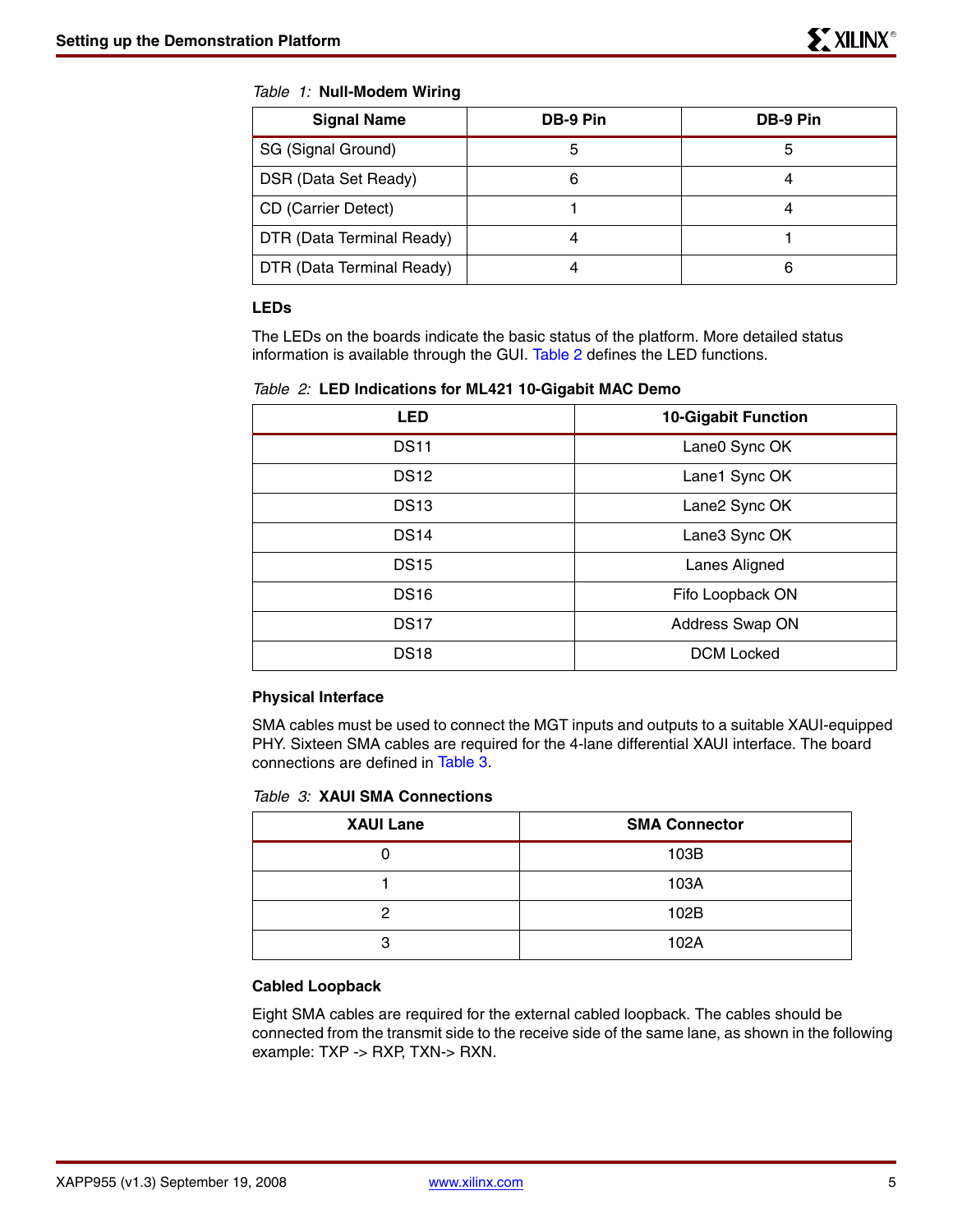Table 1: **Null-Modem Wiring**

| Signal Name | DB-9 Pin | DB-9 Pin |
|---|---|---|
| SG (Signal Ground) | 5 | 5 |
| DSR (Data Set Ready) | 6 | 4 |
| CD (Carrier Detect) | 1 | 4 |
| DTR (Data Terminal Ready) | 4 | 1 |
| DTR (Data Terminal Ready) | 4 | 6 |

### LEDs

The LEDs on the boards indicate the basic status of the platform. More detailed status information is available through the GUI. Table 2 defines the LED functions.

Table 2: **LED Indications for ML421 10-Gigabit MAC Demo**

| LED | 10-Gigabit Function |
|---|---|
| DS11 | Lane0 Sync OK |
| DS12 | Lane1 Sync OK |
| DS13 | Lane2 Sync OK |
| DS14 | Lane3 Sync OK |
| DS15 | Lanes Aligned |
| DS16 | Fifo Loopback ON |
| DS17 | Address Swap ON |
| DS18 | DCM Locked |

### Physical Interface

SMA cables must be used to connect the MGT inputs and outputs to a suitable XAUI-equipped PHY. Sixteen SMA cables are required for the 4-lane differential XAUI interface. The board connections are defined in Table 3.

Table 3: **XAUI SMA Connections**

| XAUI Lane | SMA Connector |
|---|---|
| 0 | 103B |
| 1 | 103A |
| 2 | 102B |
| 3 | 102A |

### Cabled Loopback

Eight SMA cables are required for the external cabled loopback. The cables should be connected from the transmit side to the receive side of the same lane, as shown in the following example: TXP -> RXP, TXN-> RXN.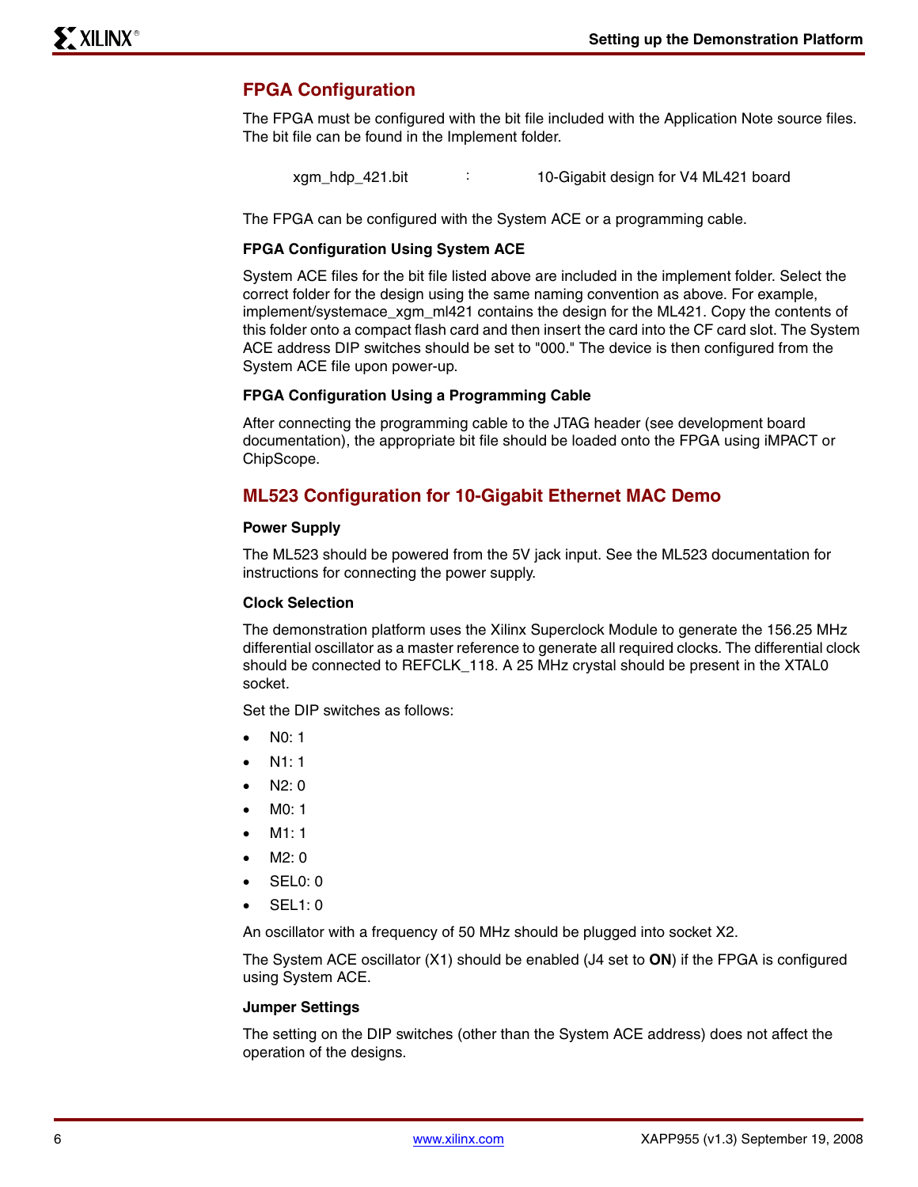## FPGA Configuration

The FPGA must be configured with the bit file included with the Application Note source files. The bit file can be found in the Implement folder.

| | | |
|---|---|---|
| xgm_hdp_421.bit | : | 10-Gigabit design for V4 ML421 board |

The FPGA can be configured with the System ACE or a programming cable.

#### FPGA Configuration Using System ACE

System ACE files for the bit file listed above are included in the implement folder. Select the correct folder for the design using the same naming convention as above. For example, implement/systemace_xgm_ml421 contains the design for the ML421. Copy the contents of this folder onto a compact flash card and then insert the card into the CF card slot. The System ACE address DIP switches should be set to "000." The device is then configured from the System ACE file upon power-up.

#### FPGA Configuration Using a Programming Cable

After connecting the programming cable to the JTAG header (see development board documentation), the appropriate bit file should be loaded onto the FPGA using iMPACT or ChipScope.

## ML523 Configuration for 10-Gigabit Ethernet MAC Demo

#### Power Supply

The ML523 should be powered from the 5V jack input. See the ML523 documentation for instructions for connecting the power supply.

#### Clock Selection

The demonstration platform uses the Xilinx Superclock Module to generate the 156.25 MHz differential oscillator as a master reference to generate all required clocks. The differential clock should be connected to REFCLK_118. A 25 MHz crystal should be present in the XTAL0 socket.

Set the DIP switches as follows:

- N0: 1
- N1: 1
- N2: 0
- M0: 1
- M1: 1
- M2: 0
- SEL0: 0
- SEL1: 0

An oscillator with a frequency of 50 MHz should be plugged into socket X2.

The System ACE oscillator (X1) should be enabled (J4 set to **ON**) if the FPGA is configured using System ACE.

#### Jumper Settings

The setting on the DIP switches (other than the System ACE address) does not affect the operation of the designs.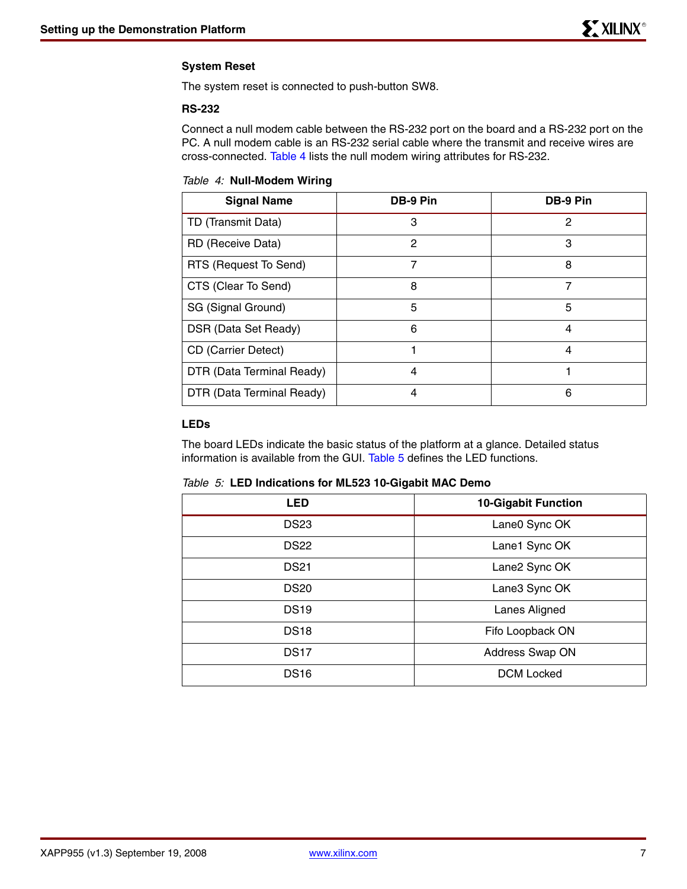### System Reset

The system reset is connected to push-button SW8.

### RS-232

Connect a null modem cable between the RS-232 port on the board and a RS-232 port on the PC. A null modem cable is an RS-232 serial cable where the transmit and receive wires are cross-connected. Table 4 lists the null modem wiring attributes for RS-232.

*Table 4:* **Null-Modem Wiring**

| Signal Name | DB-9 Pin | DB-9 Pin |
|---|---|---|
| TD (Transmit Data) | 3 | 2 |
| RD (Receive Data) | 2 | 3 |
| RTS (Request To Send) | 7 | 8 |
| CTS (Clear To Send) | 8 | 7 |
| SG (Signal Ground) | 5 | 5 |
| DSR (Data Set Ready) | 6 | 4 |
| CD (Carrier Detect) | 1 | 4 |
| DTR (Data Terminal Ready) | 4 | 1 |
| DTR (Data Terminal Ready) | 4 | 6 |

### LEDs

The board LEDs indicate the basic status of the platform at a glance. Detailed status information is available from the GUI. Table 5 defines the LED functions.

*Table 5:* **LED Indications for ML523 10-Gigabit MAC Demo**

| LED | 10-Gigabit Function |
|---|---|
| DS23 | Lane0 Sync OK |
| DS22 | Lane1 Sync OK |
| DS21 | Lane2 Sync OK |
| DS20 | Lane3 Sync OK |
| DS19 | Lanes Aligned |
| DS18 | Fifo Loopback ON |
| DS17 | Address Swap ON |
| DS16 | DCM Locked |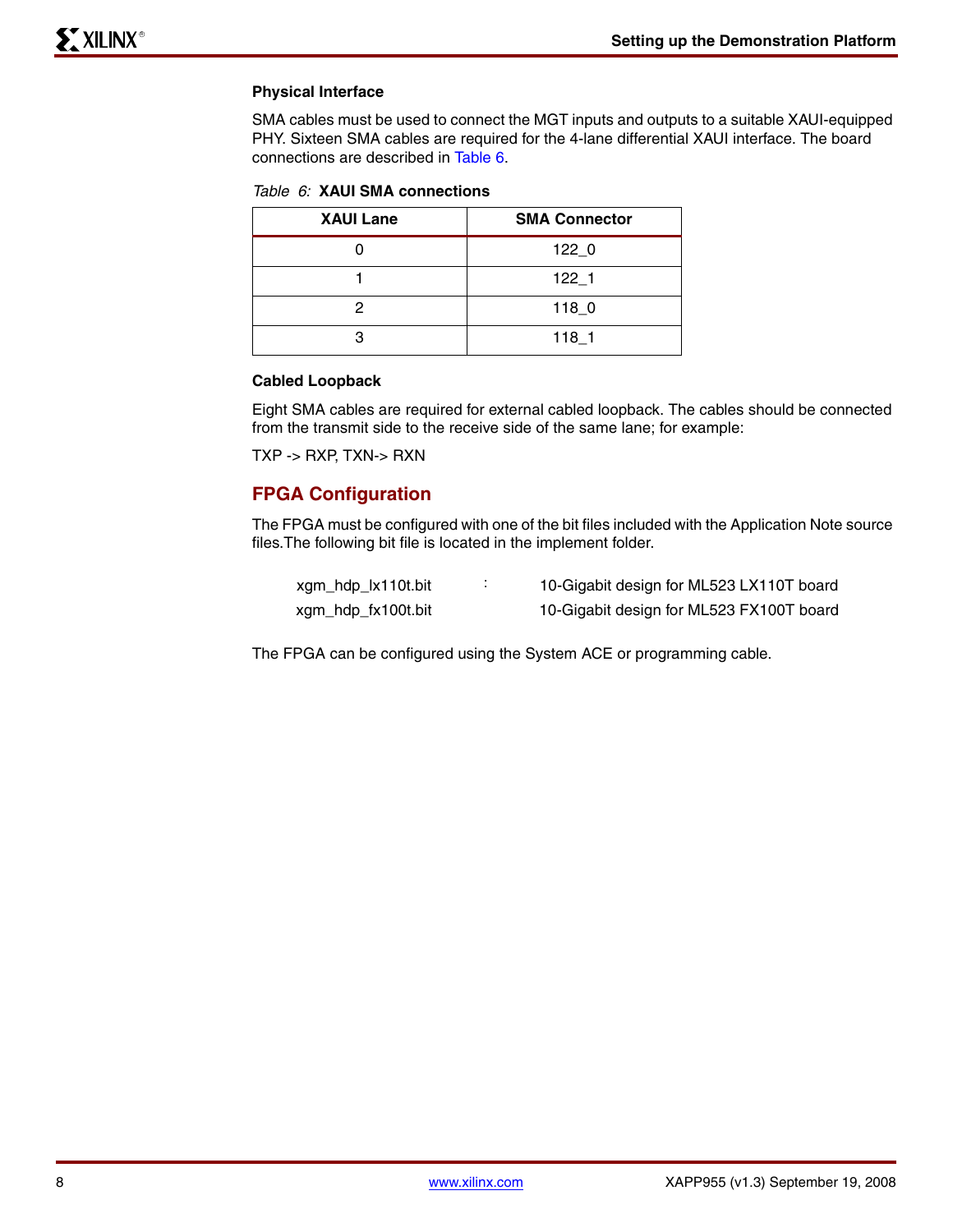### Physical Interface

SMA cables must be used to connect the MGT inputs and outputs to a suitable XAUI-equipped PHY. Sixteen SMA cables are required for the 4-lane differential XAUI interface. The board connections are described in Table 6.

*Table 6:* **XAUI SMA connections**

| XAUI Lane | SMA Connector |
|---|---|
| 0 | 122_0 |
| 1 | 122_1 |
| 2 | 118_0 |
| 3 | 118_1 |

### Cabled Loopback

Eight SMA cables are required for external cabled loopback. The cables should be connected from the transmit side to the receive side of the same lane; for example:

TXP -> RXP, TXN-> RXN

## FPGA Configuration

The FPGA must be configured with one of the bit files included with the Application Note source files.The following bit file is located in the implement folder.

| | | |
|---|---|---|
| xgm_hdp_lx110t.bit | : | 10-Gigabit design for ML523 LX110T board |
| xgm_hdp_fx100t.bit | | 10-Gigabit design for ML523 FX100T board |

The FPGA can be configured using the System ACE or programming cable.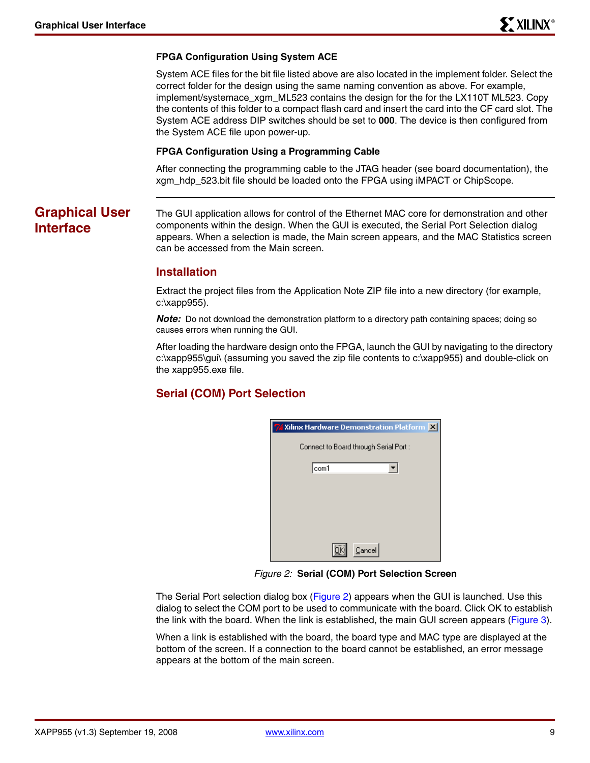#### FPGA Configuration Using System ACE

System ACE files for the bit file listed above are also located in the implement folder. Select the correct folder for the design using the same naming convention as above. For example, implement/systemace_xgm_ML523 contains the design for the for the LX110T ML523. Copy the contents of this folder to a compact flash card and insert the card into the CF card slot. The System ACE address DIP switches should be set to **000**. The device is then configured from the System ACE file upon power-up.

#### FPGA Configuration Using a Programming Cable

After connecting the programming cable to the JTAG header (see board documentation), the xgm_hdp_523.bit file should be loaded onto the FPGA using iMPACT or ChipScope.

## Graphical User Interface

The GUI application allows for control of the Ethernet MAC core for demonstration and other components within the design. When the GUI is executed, the Serial Port Selection dialog appears. When a selection is made, the Main screen appears, and the MAC Statistics screen can be accessed from the Main screen.

### Installation

Extract the project files from the Application Note ZIP file into a new directory (for example, c:\xapp955).

***Note:*** Do not download the demonstration platform to a directory path containing spaces; doing so causes errors when running the GUI.

After loading the hardware design onto the FPGA, launch the GUI by navigating to the directory c:\xapp955\gui\ (assuming you saved the zip file contents to c:\xapp955) and double-click on the xapp955.exe file.

### Serial (COM) Port Selection

*Figure 2:* **Serial (COM) Port Selection Screen**

The Serial Port selection dialog box (Figure 2) appears when the GUI is launched. Use this dialog to select the COM port to be used to communicate with the board. Click OK to establish the link with the board. When the link is established, the main GUI screen appears (Figure 3).

When a link is established with the board, the board type and MAC type are displayed at the bottom of the screen. If a connection to the board cannot be established, an error message appears at the bottom of the main screen.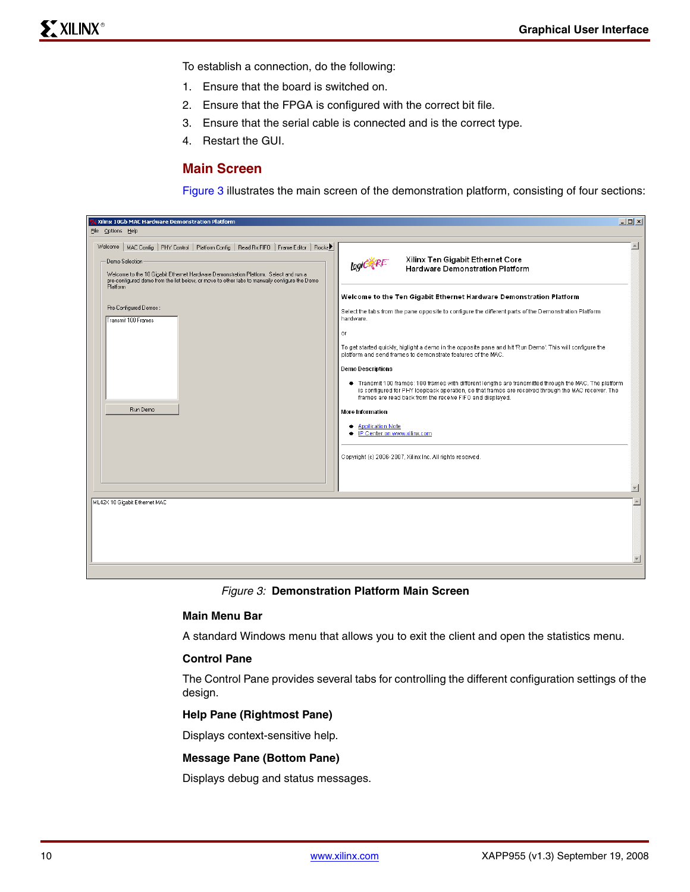To establish a connection, do the following:

1. Ensure that the board is switched on.
2. Ensure that the FPGA is configured with the correct bit file.
3. Ensure that the serial cable is connected and is the correct type.
4. Restart the GUI.

## Main Screen

Figure 3 illustrates the main screen of the demonstration platform, consisting of four sections:

*Figure 3:* **Demonstration Platform Main Screen**

### Main Menu Bar

A standard Windows menu that allows you to exit the client and open the statistics menu.

### Control Pane

The Control Pane provides several tabs for controlling the different configuration settings of the design.

### Help Pane (Rightmost Pane)

Displays context-sensitive help.

### Message Pane (Bottom Pane)

Displays debug and status messages.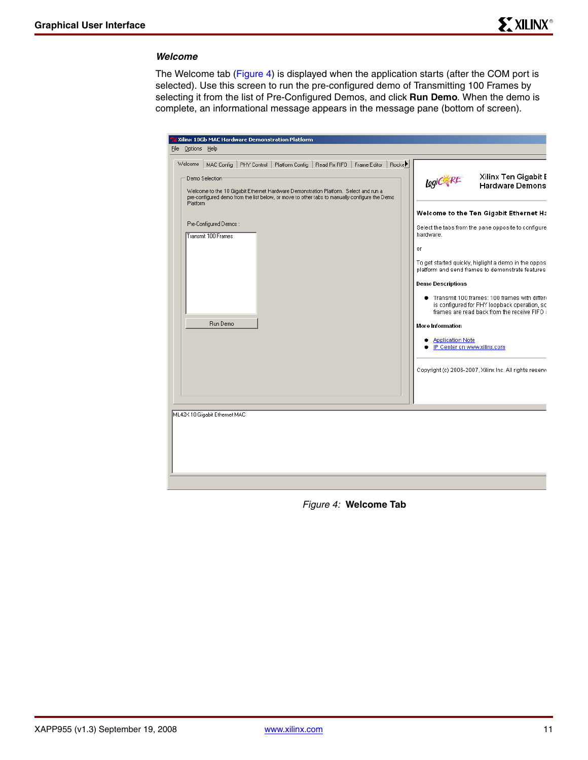### *Welcome*

The Welcome tab (Figure 4) is displayed when the application starts (after the COM port is selected). Use this screen to run the pre-configured demo of Transmitting 100 Frames by selecting it from the list of Pre-Configured Demos, and click **Run Demo**. When the demo is complete, an informational message appears in the message pane (bottom of screen).

*Figure 4:* **Welcome Tab**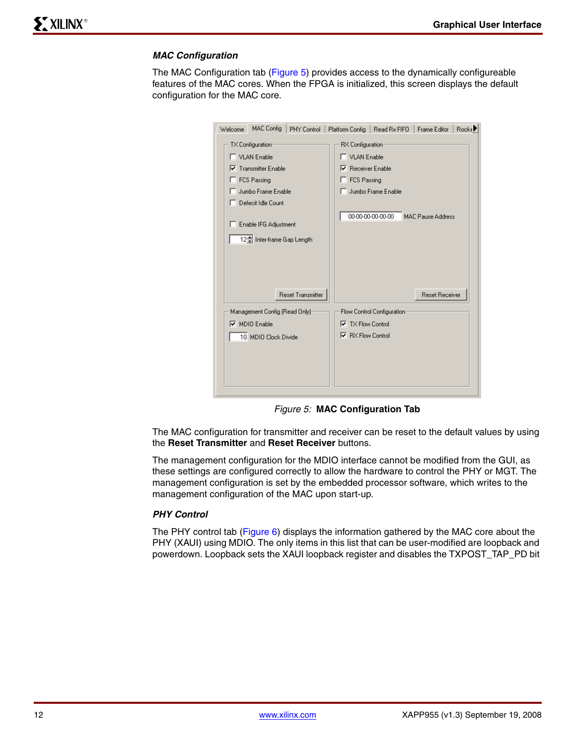### *MAC Configuration*

The MAC Configuration tab (Figure 5) provides access to the dynamically configureable features of the MAC cores. When the FPGA is initialized, this screen displays the default configuration for the MAC core.

*Figure 5:* **MAC Configuration Tab**

The MAC configuration for transmitter and receiver can be reset to the default values by using the **Reset Transmitter** and **Reset Receiver** buttons.

The management configuration for the MDIO interface cannot be modified from the GUI, as these settings are configured correctly to allow the hardware to control the PHY or MGT. The management configuration is set by the embedded processor software, which writes to the management configuration of the MAC upon start-up.

### *PHY Control*

The PHY control tab (Figure 6) displays the information gathered by the MAC core about the PHY (XAUI) using MDIO. The only items in this list that can be user-modified are loopback and powerdown. Loopback sets the XAUI loopback register and disables the TXPOST_TAP_PD bit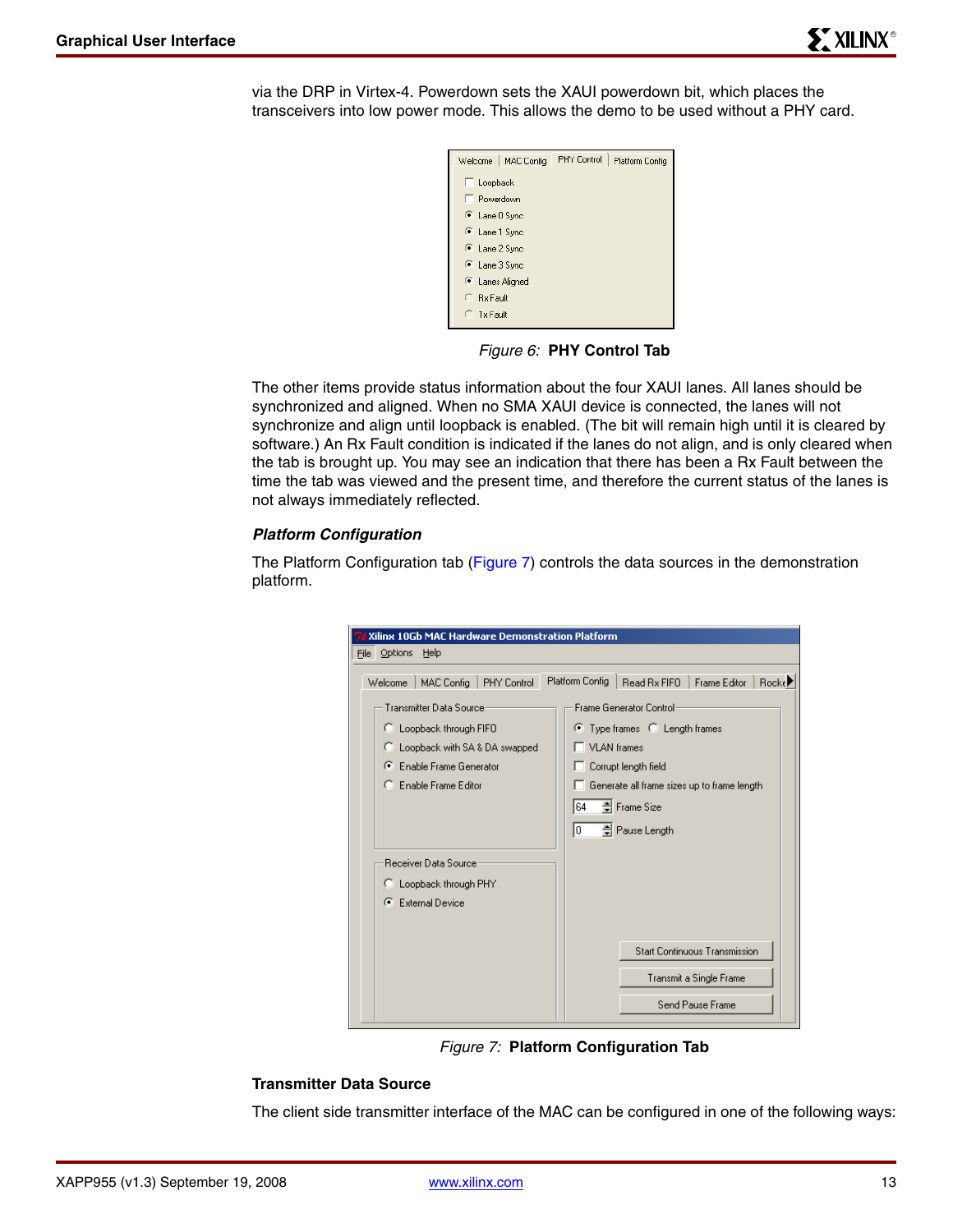via the DRP in Virtex-4. Powerdown sets the XAUI powerdown bit, which places the transceivers into low power mode. This allows the demo to be used without a PHY card.

*Figure 6:* **PHY Control Tab**

The other items provide status information about the four XAUI lanes. All lanes should be synchronized and aligned. When no SMA XAUI device is connected, the lanes will not synchronize and align until loopback is enabled. (The bit will remain high until it is cleared by software.) An Rx Fault condition is indicated if the lanes do not align, and is only cleared when the tab is brought up. You may see an indication that there has been a Rx Fault between the time the tab was viewed and the present time, and therefore the current status of the lanes is not always immediately reflected.

### *Platform Configuration*

The Platform Configuration tab (Figure 7) controls the data sources in the demonstration platform.

*Figure 7:* **Platform Configuration Tab**

#### Transmitter Data Source

The client side transmitter interface of the MAC can be configured in one of the following ways: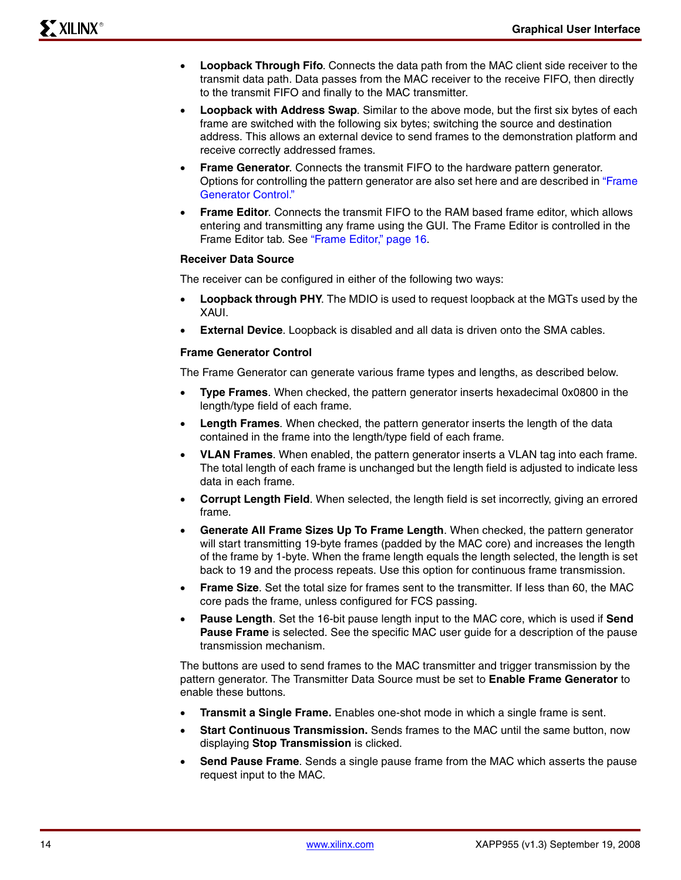- **Loopback Through Fifo**. Connects the data path from the MAC client side receiver to the transmit data path. Data passes from the MAC receiver to the receive FIFO, then directly to the transmit FIFO and finally to the MAC transmitter.
- **Loopback with Address Swap**. Similar to the above mode, but the first six bytes of each frame are switched with the following six bytes; switching the source and destination address. This allows an external device to send frames to the demonstration platform and receive correctly addressed frames.
- **Frame Generator**. Connects the transmit FIFO to the hardware pattern generator. Options for controlling the pattern generator are also set here and are described in "Frame Generator Control."
- **Frame Editor**. Connects the transmit FIFO to the RAM based frame editor, which allows entering and transmitting any frame using the GUI. The Frame Editor is controlled in the Frame Editor tab. See "Frame Editor," page 16.

#### Receiver Data Source

The receiver can be configured in either of the following two ways:

- **Loopback through PHY**. The MDIO is used to request loopback at the MGTs used by the XAUI.
- **External Device**. Loopback is disabled and all data is driven onto the SMA cables.

#### Frame Generator Control

The Frame Generator can generate various frame types and lengths, as described below.

- **Type Frames**. When checked, the pattern generator inserts hexadecimal 0x0800 in the length/type field of each frame.
- **Length Frames**. When checked, the pattern generator inserts the length of the data contained in the frame into the length/type field of each frame.
- **VLAN Frames**. When enabled, the pattern generator inserts a VLAN tag into each frame. The total length of each frame is unchanged but the length field is adjusted to indicate less data in each frame.
- **Corrupt Length Field**. When selected, the length field is set incorrectly, giving an errored frame.
- **Generate All Frame Sizes Up To Frame Length**. When checked, the pattern generator will start transmitting 19-byte frames (padded by the MAC core) and increases the length of the frame by 1-byte. When the frame length equals the length selected, the length is set back to 19 and the process repeats. Use this option for continuous frame transmission.
- **Frame Size**. Set the total size for frames sent to the transmitter. If less than 60, the MAC core pads the frame, unless configured for FCS passing.
- **Pause Length**. Set the 16-bit pause length input to the MAC core, which is used if **Send Pause Frame** is selected. See the specific MAC user guide for a description of the pause transmission mechanism.

The buttons are used to send frames to the MAC transmitter and trigger transmission by the pattern generator. The Transmitter Data Source must be set to **Enable Frame Generator** to enable these buttons.

- **Transmit a Single Frame.** Enables one-shot mode in which a single frame is sent.
- **Start Continuous Transmission.** Sends frames to the MAC until the same button, now displaying **Stop Transmission** is clicked.
- **Send Pause Frame**. Sends a single pause frame from the MAC which asserts the pause request input to the MAC.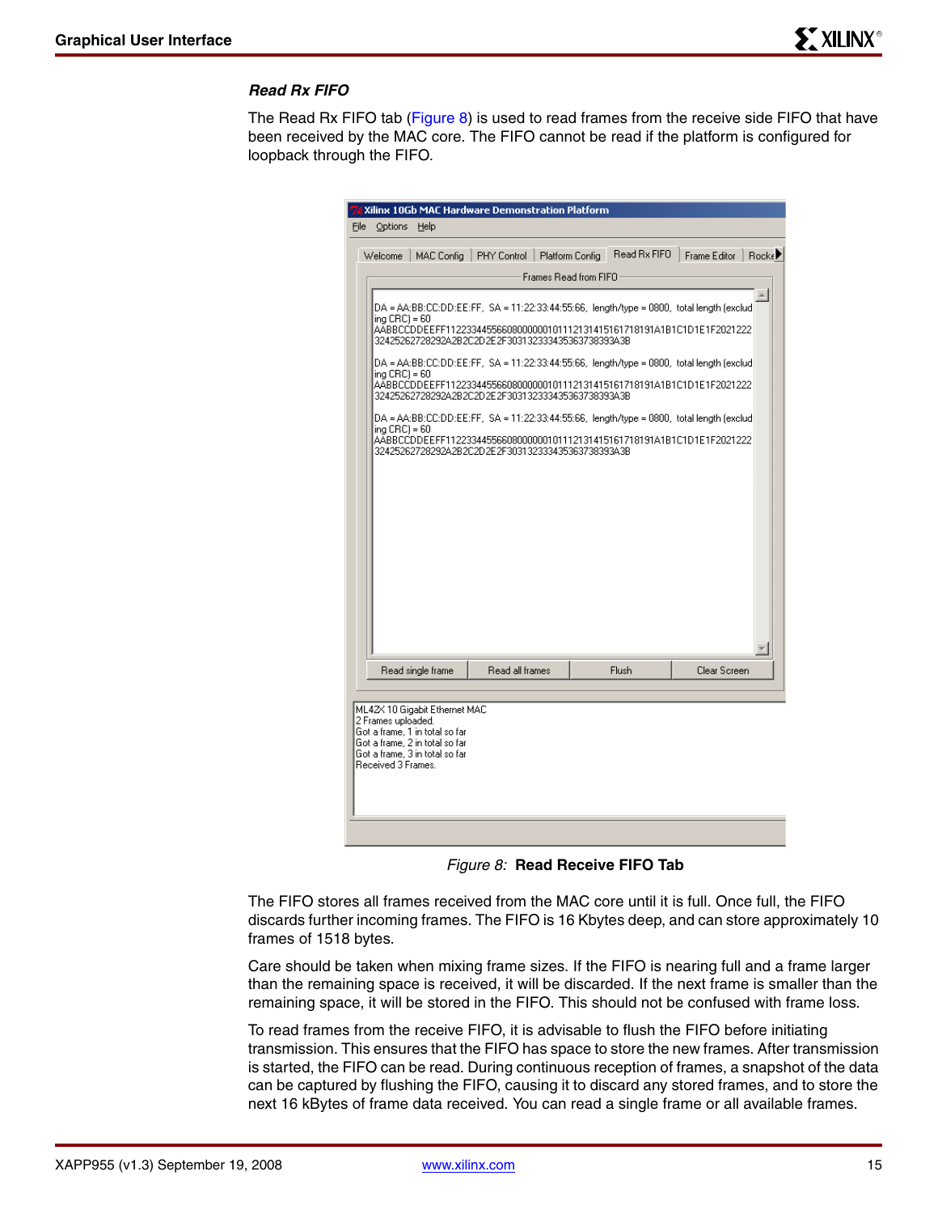### Read Rx FIFO

The Read Rx FIFO tab (Figure 8) is used to read frames from the receive side FIFO that have been received by the MAC core. The FIFO cannot be read if the platform is configured for loopback through the FIFO.

Figure 8: **Read Receive FIFO Tab**

The FIFO stores all frames received from the MAC core until it is full. Once full, the FIFO discards further incoming frames. The FIFO is 16 Kbytes deep, and can store approximately 10 frames of 1518 bytes.

Care should be taken when mixing frame sizes. If the FIFO is nearing full and a frame larger than the remaining space is received, it will be discarded. If the next frame is smaller than the remaining space, it will be stored in the FIFO. This should not be confused with frame loss.

To read frames from the receive FIFO, it is advisable to flush the FIFO before initiating transmission. This ensures that the FIFO has space to store the new frames. After transmission is started, the FIFO can be read. During continuous reception of frames, a snapshot of the data can be captured by flushing the FIFO, causing it to discard any stored frames, and to store the next 16 kBytes of frame data received. You can read a single frame or all available frames.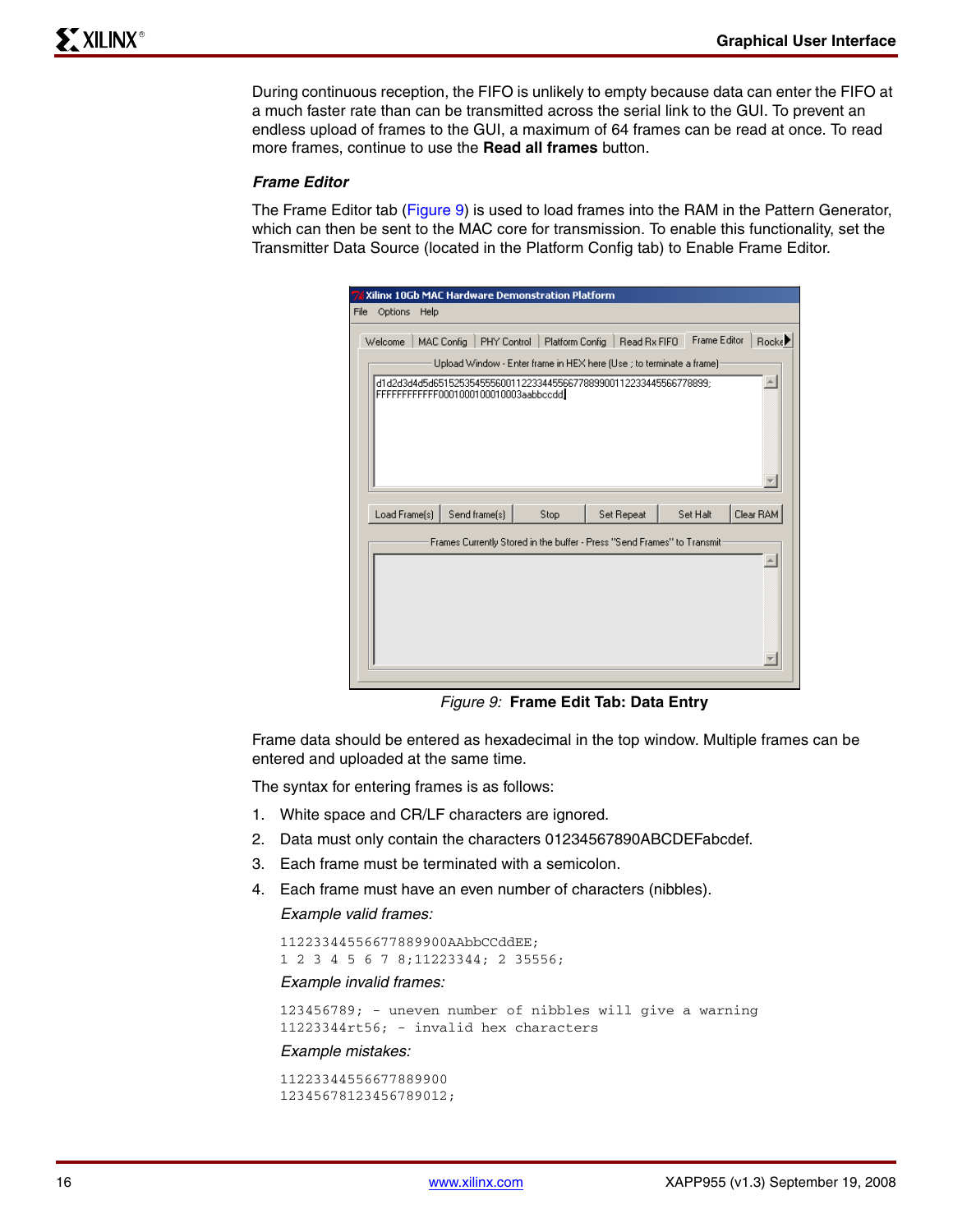During continuous reception, the FIFO is unlikely to empty because data can enter the FIFO at a much faster rate than can be transmitted across the serial link to the GUI. To prevent an endless upload of frames to the GUI, a maximum of 64 frames can be read at once. To read more frames, continue to use the **Read all frames** button.

### *Frame Editor*

The Frame Editor tab (Figure 9) is used to load frames into the RAM in the Pattern Generator, which can then be sent to the MAC core for transmission. To enable this functionality, set the Transmitter Data Source (located in the Platform Config tab) to Enable Frame Editor.

*Figure 9:* **Frame Edit Tab: Data Entry**

Frame data should be entered as hexadecimal in the top window. Multiple frames can be entered and uploaded at the same time.

The syntax for entering frames is as follows:

1. White space and CR/LF characters are ignored.
2. Data must only contain the characters 01234567890ABCDEFabcdef.
3. Each frame must be terminated with a semicolon.
4. Each frame must have an even number of characters (nibbles).

   *Example valid frames:*

   ```
   112233445566778899OOAAbbCCddEE;
   1 2 3 4 5 6 7 8;11223344; 2 35556;
   ```

   *Example invalid frames:*

   ```
   123456789; - uneven number of nibbles will give a warning
   11223344rt56; - invalid hex characters
   ```

   *Example mistakes:*

   ```
   11223344556677889900
   12345678123456789012;
   ```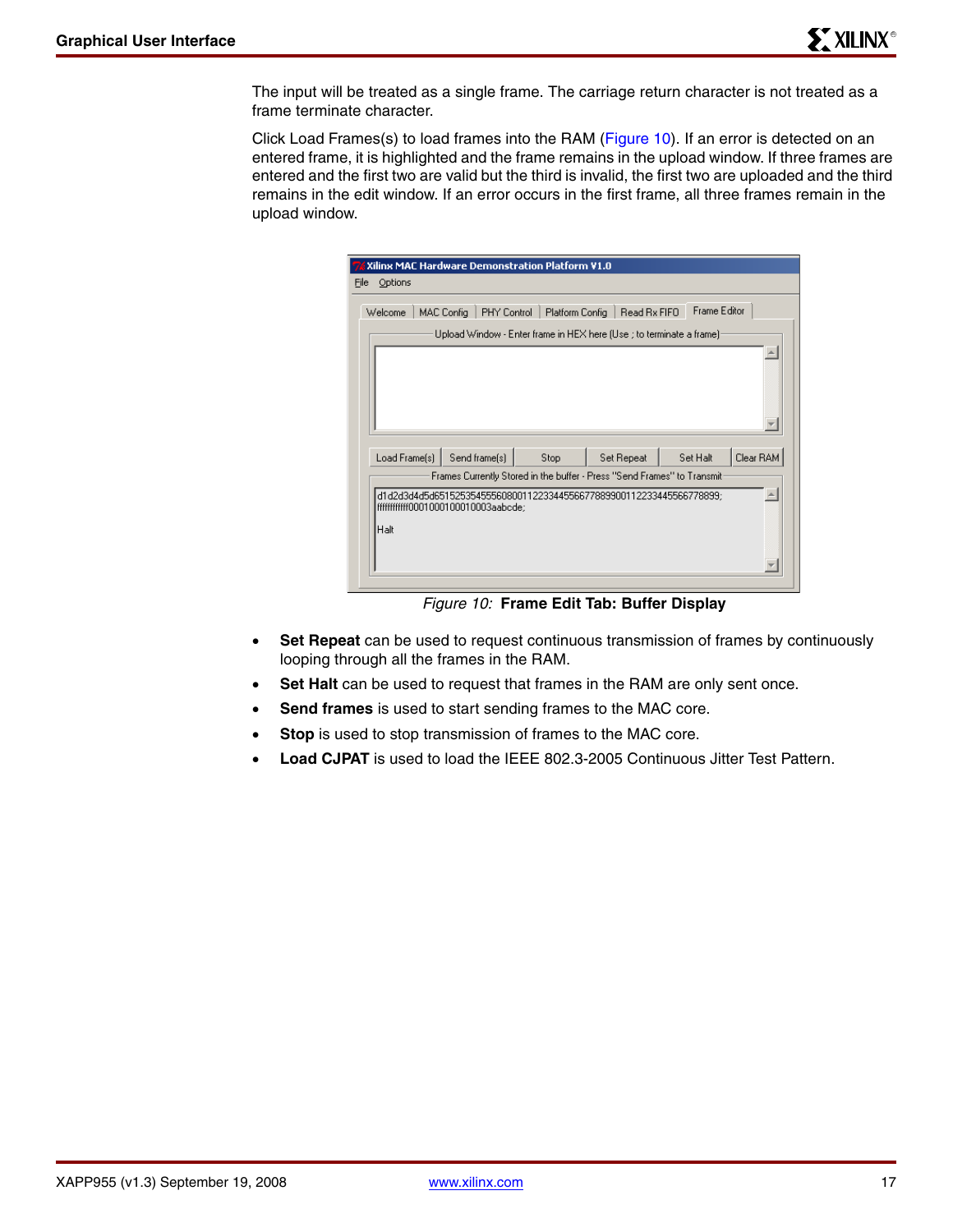The input will be treated as a single frame. The carriage return character is not treated as a frame terminate character.

Click Load Frames(s) to load frames into the RAM (Figure 10). If an error is detected on an entered frame, it is highlighted and the frame remains in the upload window. If three frames are entered and the first two are valid but the third is invalid, the first two are uploaded and the third remains in the edit window. If an error occurs in the first frame, all three frames remain in the upload window.

*Figure 10:* **Frame Edit Tab: Buffer Display**

- **Set Repeat** can be used to request continuous transmission of frames by continuously looping through all the frames in the RAM.
- **Set Halt** can be used to request that frames in the RAM are only sent once.
- **Send frames** is used to start sending frames to the MAC core.
- **Stop** is used to stop transmission of frames to the MAC core.
- **Load CJPAT** is used to load the IEEE 802.3-2005 Continuous Jitter Test Pattern.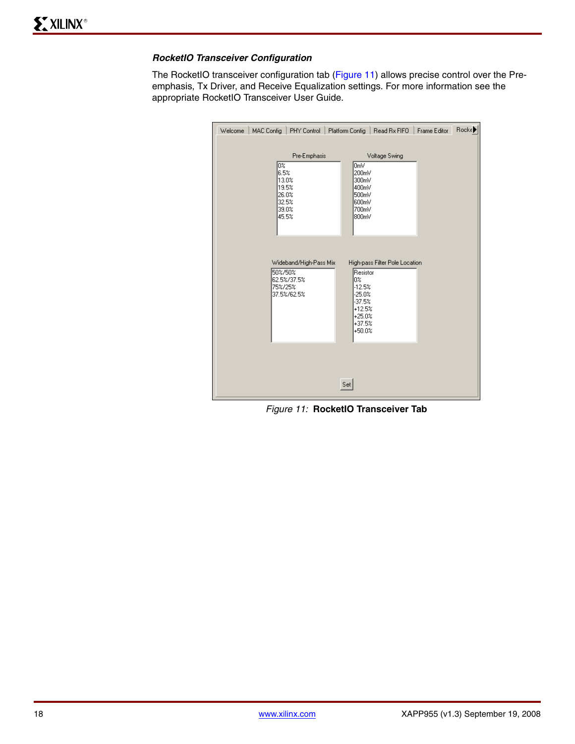### *RocketIO Transceiver Configuration*

The RocketIO transceiver configuration tab (Figure 11) allows precise control over the Pre-emphasis, Tx Driver, and Receive Equalization settings. For more information see the appropriate RocketIO Transceiver User Guide.

Welcome | MAC Config | PHY Control | Platform Config | Read Rx FIFO | Frame Editor | Rocke

Pre-Emphasis
0%
6.5%
13.0%
19.5%
26.0%
32.5%
39.0%
45.5%

Voltage Swing
0mV
200mV
300mV
400mV
500mV
600mV
700mV
800mV

Wideband/High-Pass Mix
50%/50%
62.5%/37.5%
75%/25%
37.5%/62.5%

High-pass Filter Pole Location
Resistor
0%
-12.5%
-25.0%
-37.5%
+12.5%
+25.0%
+37.5%
+50.0%

Set

*Figure 11:* **RocketIO Transceiver Tab**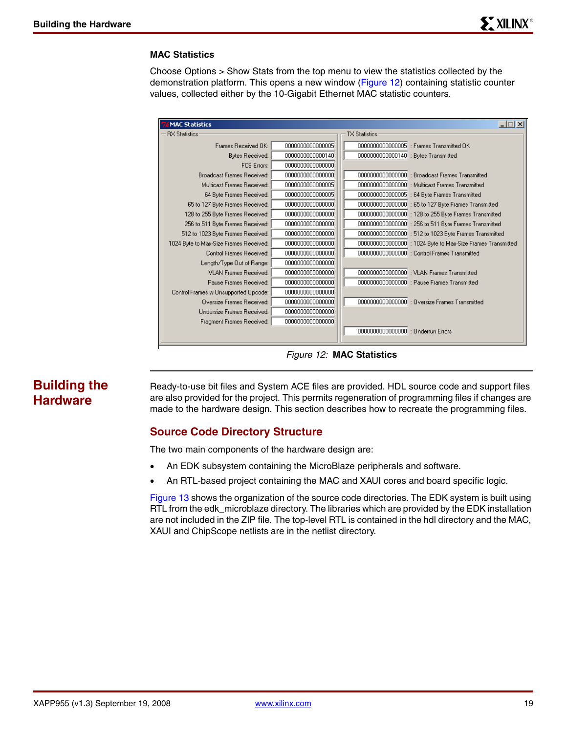### MAC Statistics

Choose Options > Show Stats from the top menu to view the statistics collected by the demonstration platform. This opens a new window (Figure 12) containing statistic counter values, collected either by the 10-Gigabit Ethernet MAC statistic counters.

MAC Statistics

| RX Statistics | | TX Statistics | |
|---|---|---|---|
| Frames Received OK: | 0000000000000005 | 0000000000000005 | : Frames Transmitted OK |
| Bytes Received: | 0000000000000140 | 0000000000000140 | : Bytes Transmitted |
| FCS Errors: | 0000000000000000 | | |
| Broadcast Frames Received: | 0000000000000000 | 0000000000000000 | : Broadcast Frames Transmitted |
| Multicast Frames Received: | 0000000000000005 | 0000000000000000 | : Multicast Frames Transmitted |
| 64 Byte Frames Received: | 0000000000000005 | 0000000000000005 | : 64 Byte Frames Transmitted |
| 65 to 127 Byte Frames Received: | 0000000000000000 | 0000000000000000 | : 65 to 127 Byte Frames Transmitted |
| 128 to 255 Byte Frames Received: | 0000000000000000 | 0000000000000000 | : 128 to 255 Byte Frames Transmitted |
| 256 to 511 Byte Frames Received: | 0000000000000000 | 0000000000000000 | : 256 to 511 Byte Frames Transmitted |
| 512 to 1023 Byte Frames Received: | 0000000000000000 | 0000000000000000 | : 512 to 1023 Byte Frames Transmitted |
| 1024 Byte to Max-Size Frames Received: | 0000000000000000 | 0000000000000000 | : 1024 Byte to Max-Size Frames Transmitted |
| Control Frames Received: | 0000000000000000 | 0000000000000000 | : Control Frames Transmitted |
| Length/Type Out of Range: | 0000000000000000 | | |
| VLAN Frames Received: | 0000000000000000 | 0000000000000000 | : VLAN Frames Transmitted |
| Pause Frames Received: | 0000000000000000 | 0000000000000000 | : Pause Frames Transmitted |
| Control Frames w Unsupported Opcode: | 0000000000000000 | | |
| Oversize Frames Received: | 0000000000000000 | 0000000000000000 | : Oversize Frames Transmitted |
| Undersize Frames Received: | 0000000000000000 | | |
| Fragment Frames Received: | 0000000000000000 | | |
| | | 0000000000000000 | : Underrun Errors |

*Figure 12:* **MAC Statistics**

## Building the Hardware

Ready-to-use bit files and System ACE files are provided. HDL source code and support files are also provided for the project. This permits regeneration of programming files if changes are made to the hardware design. This section describes how to recreate the programming files.

### Source Code Directory Structure

The two main components of the hardware design are:

- An EDK subsystem containing the MicroBlaze peripherals and software.
- An RTL-based project containing the MAC and XAUI cores and board specific logic.

Figure 13 shows the organization of the source code directories. The EDK system is built using RTL from the edk_microblaze directory. The libraries which are provided by the EDK installation are not included in the ZIP file. The top-level RTL is contained in the hdl directory and the MAC, XAUI and ChipScope netlists are in the netlist directory.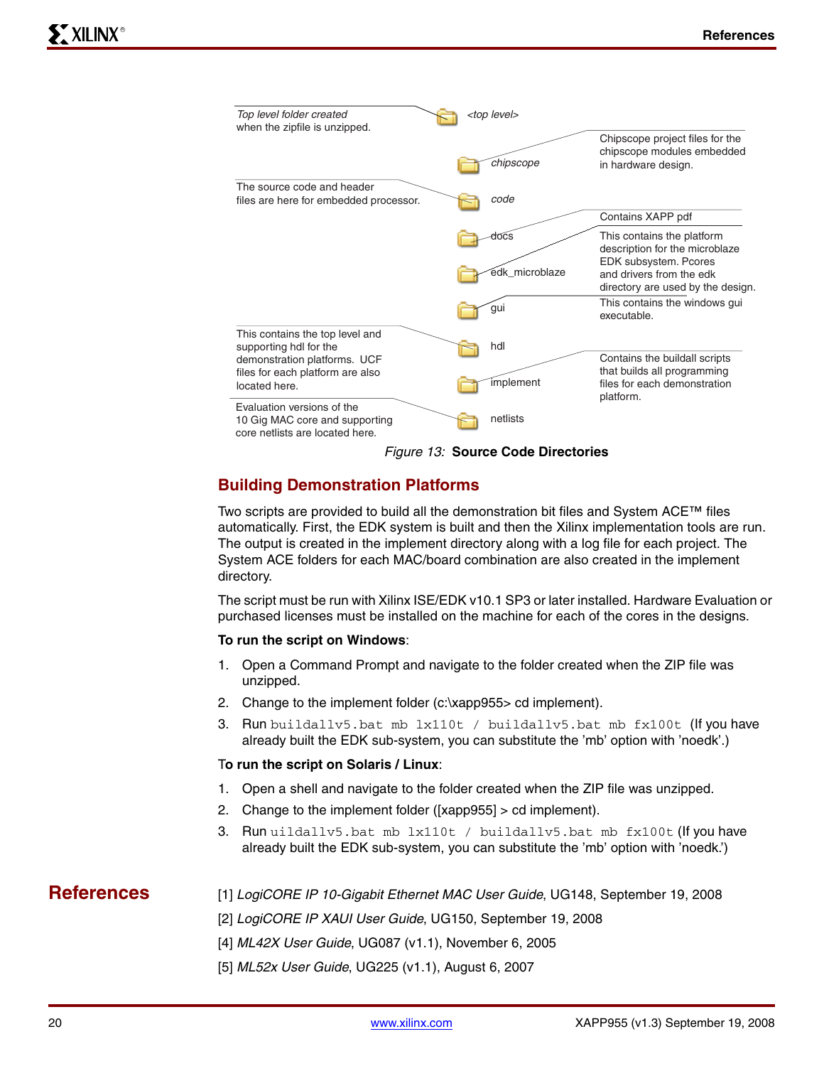Top level folder created when the zipfile is unzipped.

<top level>

chipscope — Chipscope project files for the chipscope modules embedded in hardware design.

code — The source code and header files are here for embedded processor.

docs — Contains XAPP pdf

edk_microblaze — This contains the platform description for the microblaze EDK subsystem. Pcores and drivers from the edk directory are used by the design.

gui — This contains the windows gui executable.

hdl — This contains the top level and supporting hdl for the demonstration platforms. UCF files for each platform are also located here.

implement — Contains the buildall scripts that builds all programming files for each demonstration platform.

netlists — Evaluation versions of the 10 Gig MAC core and supporting core netlists are located here.

*Figure 13:* **Source Code Directories**

## Building Demonstration Platforms

Two scripts are provided to build all the demonstration bit files and System ACE™ files automatically. First, the EDK system is built and then the Xilinx implementation tools are run. The output is created in the implement directory along with a log file for each project. The System ACE folders for each MAC/board combination are also created in the implement directory.

The script must be run with Xilinx ISE/EDK v10.1 SP3 or later installed. Hardware Evaluation or purchased licenses must be installed on the machine for each of the cores in the designs.

**To run the script on Windows**:

1. Open a Command Prompt and navigate to the folder created when the ZIP file was unzipped.
2. Change to the implement folder (c:\xapp955> cd implement).
3. Run `buildallv5.bat mb lx110t / buildallv5.bat mb fx100t` (If you have already built the EDK sub-system, you can substitute the 'mb' option with 'noedk'.)

**To run the script on Solaris / Linux**:

1. Open a shell and navigate to the folder created when the ZIP file was unzipped.
2. Change to the implement folder ([xapp955] > cd implement).
3. Run `uildallv5.bat mb lx110t / buildallv5.bat mb fx100t` (If you have already built the EDK sub-system, you can substitute the 'mb' option with 'noedk.')

## References

[1] *LogiCORE IP 10-Gigabit Ethernet MAC User Guide*, UG148, September 19, 2008

[2] *LogiCORE IP XAUI User Guide*, UG150, September 19, 2008

[4] *ML42X User Guide*, UG087 (v1.1), November 6, 2005

[5] *ML52x User Guide*, UG225 (v1.1), August 6, 2007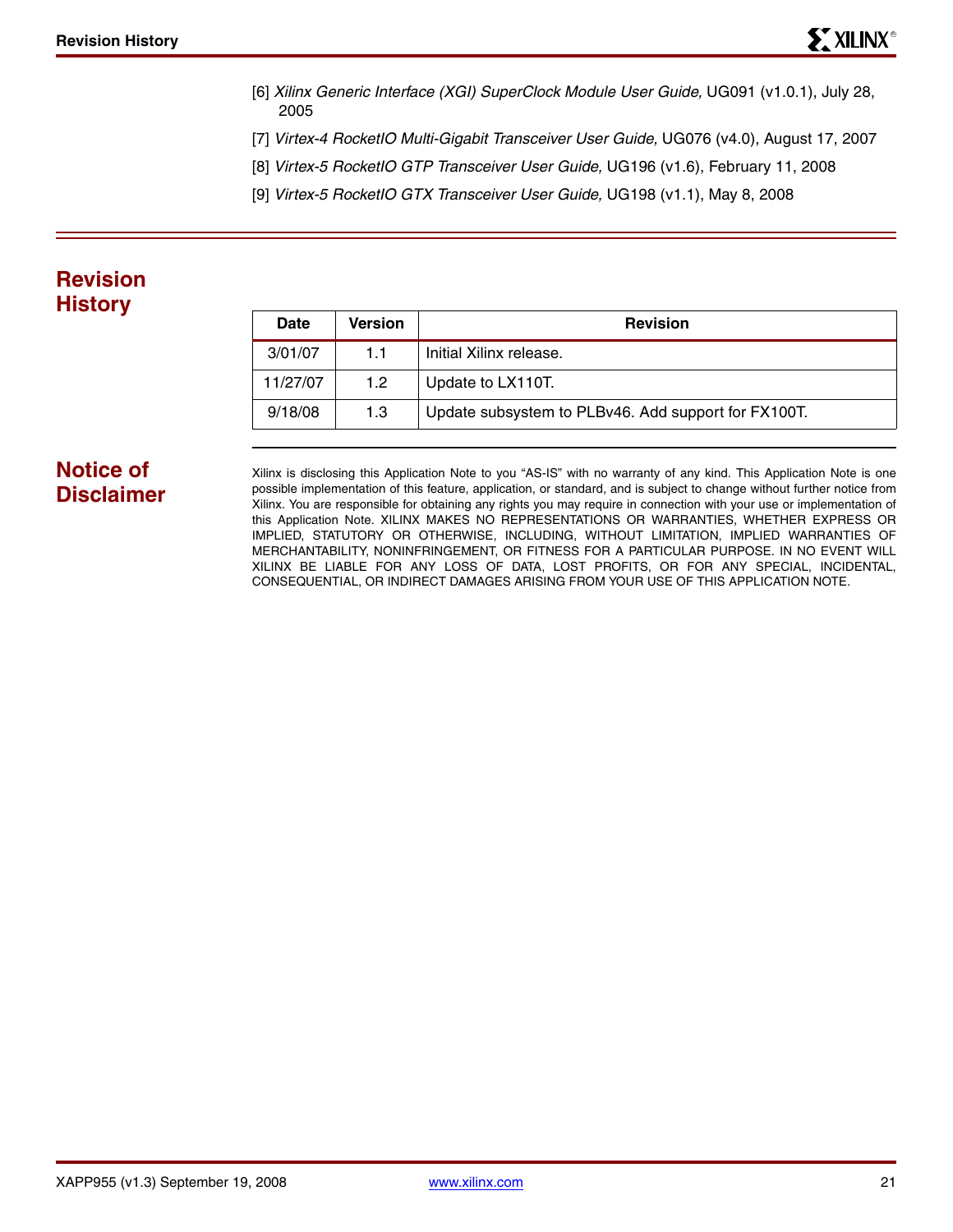[6] *Xilinx Generic Interface (XGI) SuperClock Module User Guide,* UG091 (v1.0.1), July 28, 2005

[7] *Virtex-4 RocketIO Multi-Gigabit Transceiver User Guide,* UG076 (v4.0), August 17, 2007

[8] *Virtex-5 RocketIO GTP Transceiver User Guide,* UG196 (v1.6), February 11, 2008

[9] *Virtex-5 RocketIO GTX Transceiver User Guide,* UG198 (v1.1), May 8, 2008

## Revision History

| Date | Version | Revision |
|---|---|---|
| 3/01/07 | 1.1 | Initial Xilinx release. |
| 11/27/07 | 1.2 | Update to LX110T. |
| 9/18/08 | 1.3 | Update subsystem to PLBv46. Add support for FX100T. |

## Notice of Disclaimer

Xilinx is disclosing this Application Note to you "AS-IS" with no warranty of any kind. This Application Note is one possible implementation of this feature, application, or standard, and is subject to change without further notice from Xilinx. You are responsible for obtaining any rights you may require in connection with your use or implementation of this Application Note. XILINX MAKES NO REPRESENTATIONS OR WARRANTIES, WHETHER EXPRESS OR IMPLIED, STATUTORY OR OTHERWISE, INCLUDING, WITHOUT LIMITATION, IMPLIED WARRANTIES OF MERCHANTABILITY, NONINFRINGEMENT, OR FITNESS FOR A PARTICULAR PURPOSE. IN NO EVENT WILL XILINX BE LIABLE FOR ANY LOSS OF DATA, LOST PROFITS, OR FOR ANY SPECIAL, INCIDENTAL, CONSEQUENTIAL, OR INDIRECT DAMAGES ARISING FROM YOUR USE OF THIS APPLICATION NOTE.